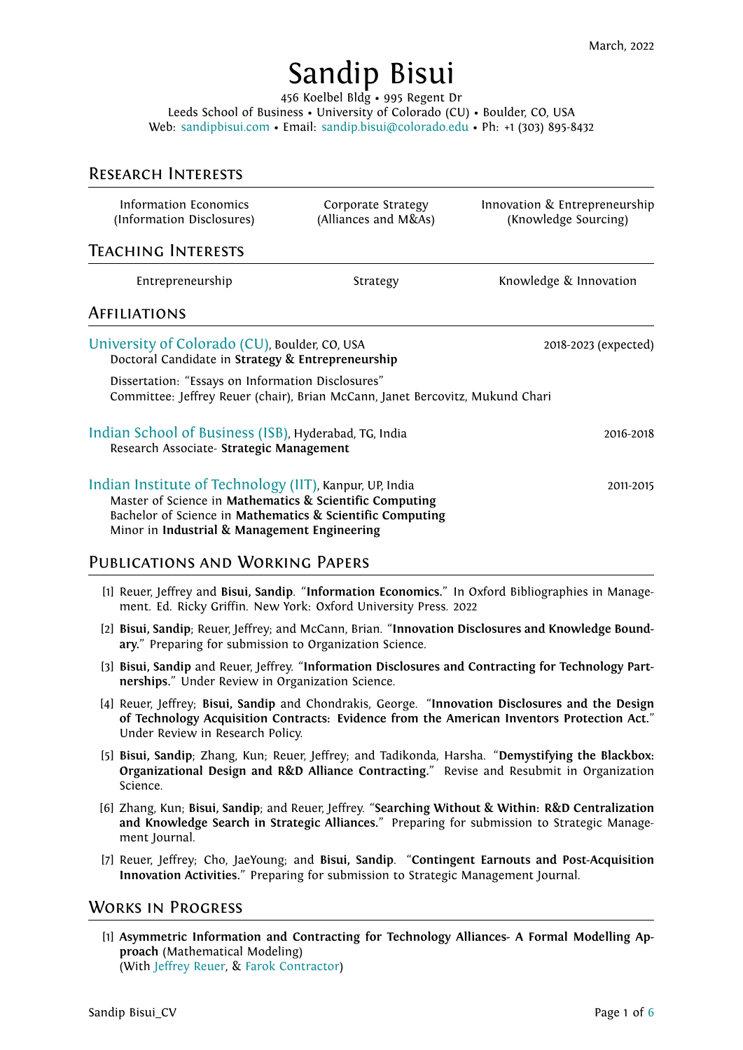March, 2022

# Sandip Bisui

456 Koelbel Bldg • 995 Regent Dr
Leeds School of Business • University of Colorado (CU) • Boulder, CO, USA
Web: sandipbisui.com • Email: sandip.bisui@colorado.edu • Ph: +1 (303) 895-8432

## Research Interests

| Information Economics (Information Disclosures) | Corporate Strategy (Alliances and M&As) | Innovation & Entrepreneurship (Knowledge Sourcing) |
|---|---|---|

## Teaching Interests

| Entrepreneurship | Strategy | Knowledge & Innovation |
|---|---|---|

## Affiliations

**University of Colorado (CU)**, Boulder, CO, USA — 2018-2023 (expected)
Doctoral Candidate in **Strategy & Entrepreneurship**

Dissertation: "Essays on Information Disclosures"
Committee: Jeffrey Reuer (chair), Brian McCann, Janet Bercovitz, Mukund Chari

**Indian School of Business (ISB)**, Hyderabad, TG, India — 2016-2018
Research Associate- **Strategic Management**

**Indian Institute of Technology (IIT)**, Kanpur, UP, India — 2011-2015
Master of Science in **Mathematics & Scientific Computing**
Bachelor of Science in **Mathematics & Scientific Computing**
Minor in **Industrial & Management Engineering**

## Publications and Working Papers

[1] Reuer, Jeffrey and **Bisui, Sandip**. "**Information Economics.**" In Oxford Bibliographies in Management. Ed. Ricky Griffin. New York: Oxford University Press. 2022

[2] **Bisui, Sandip**; Reuer, Jeffrey; and McCann, Brian. "**Innovation Disclosures and Knowledge Boundary.**" Preparing for submission to Organization Science.

[3] **Bisui, Sandip** and Reuer, Jeffrey. "**Information Disclosures and Contracting for Technology Partnerships.**" Under Review in Organization Science.

[4] Reuer, Jeffrey; **Bisui, Sandip** and Chondrakis, George. "**Innovation Disclosures and the Design of Technology Acquisition Contracts: Evidence from the American Inventors Protection Act.**" Under Review in Research Policy.

[5] **Bisui, Sandip**; Zhang, Kun; Reuer, Jeffrey; and Tadikonda, Harsha. "**Demystifying the Blackbox: Organizational Design and R&D Alliance Contracting.**" Revise and Resubmit in Organization Science.

[6] Zhang, Kun; **Bisui, Sandip**; and Reuer, Jeffrey. "**Searching Without & Within: R&D Centralization and Knowledge Search in Strategic Alliances.**" Preparing for submission to Strategic Management Journal.

[7] Reuer, Jeffrey; Cho, JaeYoung; and **Bisui, Sandip**. "**Contingent Earnouts and Post-Acquisition Innovation Activities.**" Preparing for submission to Strategic Management Journal.

## Works in Progress

[1] **Asymmetric Information and Contracting for Technology Alliances- A Formal Modelling Approach** (Mathematical Modeling)
(With Jeffrey Reuer, & Farok Contractor)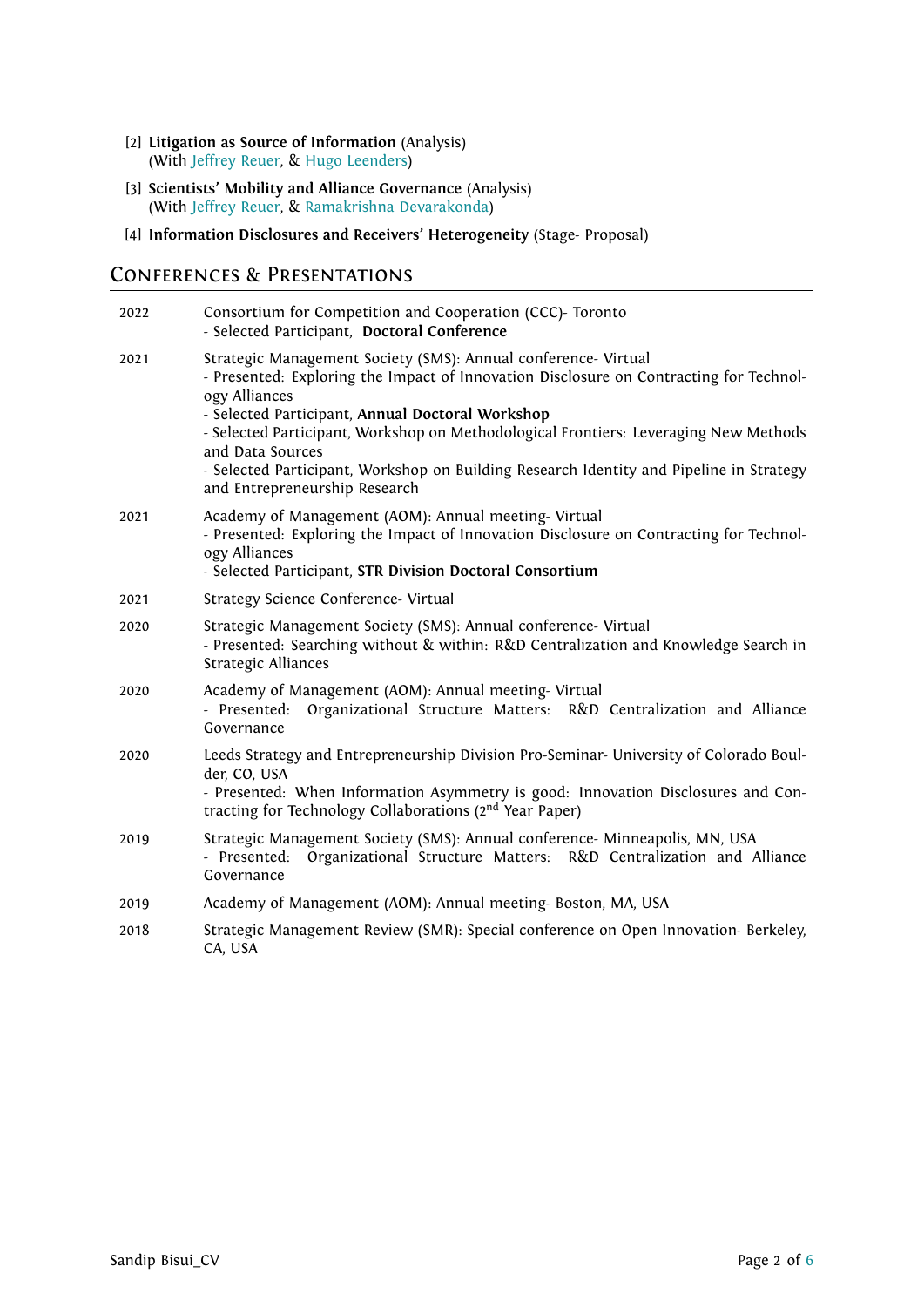[2] **Litigation as Source of Information** (Analysis)
(With Jeffrey Reuer, & Hugo Leenders)

[3] **Scientists' Mobility and Alliance Governance** (Analysis)
(With Jeffrey Reuer, & Ramakrishna Devarakonda)

[4] **Information Disclosures and Receivers' Heterogeneity** (Stage- Proposal)

## Conferences & Presentations

| | |
|---|---|
| 2022 | Consortium for Competition and Cooperation (CCC)- Toronto<br>- Selected Participant, **Doctoral Conference** |
| 2021 | Strategic Management Society (SMS): Annual conference- Virtual<br>- Presented: Exploring the Impact of Innovation Disclosure on Contracting for Technology Alliances<br>- Selected Participant, **Annual Doctoral Workshop**<br>- Selected Participant, Workshop on Methodological Frontiers: Leveraging New Methods and Data Sources<br>- Selected Participant, Workshop on Building Research Identity and Pipeline in Strategy and Entrepreneurship Research |
| 2021 | Academy of Management (AOM): Annual meeting- Virtual<br>- Presented: Exploring the Impact of Innovation Disclosure on Contracting for Technology Alliances<br>- Selected Participant, **STR Division Doctoral Consortium** |
| 2021 | Strategy Science Conference- Virtual |
| 2020 | Strategic Management Society (SMS): Annual conference- Virtual<br>- Presented: Searching without & within: R&D Centralization and Knowledge Search in Strategic Alliances |
| 2020 | Academy of Management (AOM): Annual meeting- Virtual<br>- Presented: Organizational Structure Matters: R&D Centralization and Alliance Governance |
| 2020 | Leeds Strategy and Entrepreneurship Division Pro-Seminar- University of Colorado Boulder, CO, USA<br>- Presented: When Information Asymmetry is good: Innovation Disclosures and Contracting for Technology Collaborations ($2^{nd}$ Year Paper) |
| 2019 | Strategic Management Society (SMS): Annual conference- Minneapolis, MN, USA<br>- Presented: Organizational Structure Matters: R&D Centralization and Alliance Governance |
| 2019 | Academy of Management (AOM): Annual meeting- Boston, MA, USA |
| 2018 | Strategic Management Review (SMR): Special conference on Open Innovation- Berkeley, CA, USA |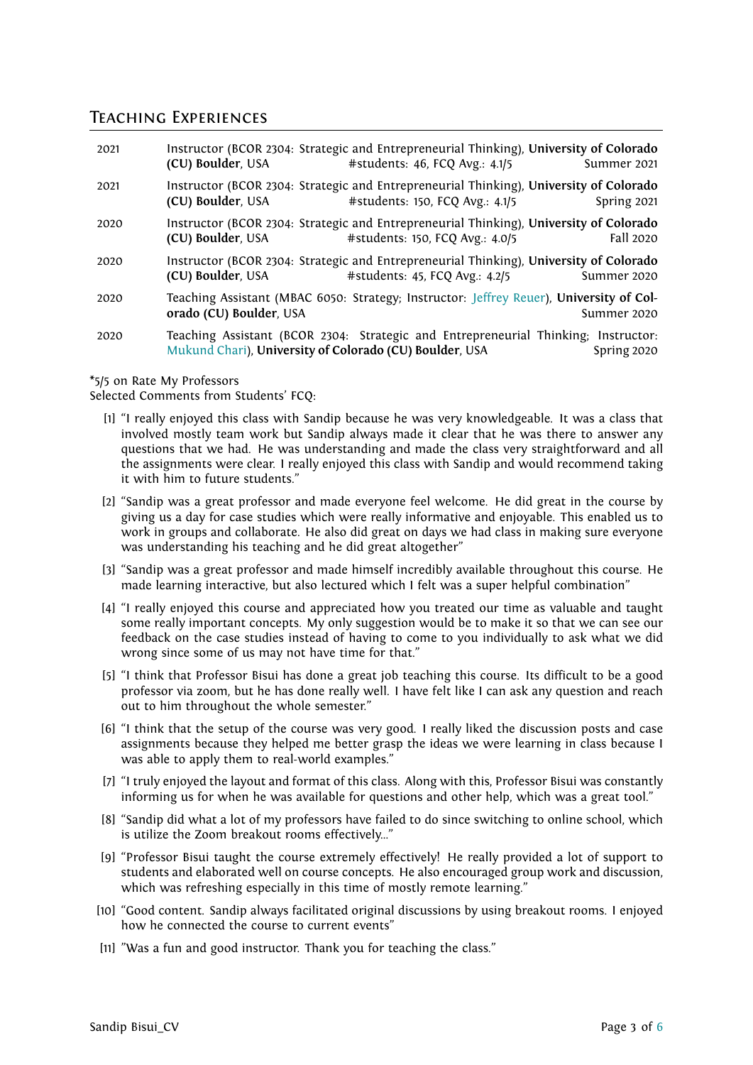## Teaching Experiences

2021 — Instructor (BCOR 2304: Strategic and Entrepreneurial Thinking), **University of Colorado (CU) Boulder**, USA — #students: 46, FCQ Avg.: 4.1/5 — Summer 2021

2021 — Instructor (BCOR 2304: Strategic and Entrepreneurial Thinking), **University of Colorado (CU) Boulder**, USA — #students: 150, FCQ Avg.: 4.1/5 — Spring 2021

2020 — Instructor (BCOR 2304: Strategic and Entrepreneurial Thinking), **University of Colorado (CU) Boulder**, USA — #students: 150, FCQ Avg.: 4.0/5 — Fall 2020

2020 — Instructor (BCOR 2304: Strategic and Entrepreneurial Thinking), **University of Colorado (CU) Boulder**, USA — #students: 45, FCQ Avg.: 4.2/5 — Summer 2020

2020 — Teaching Assistant (MBAC 6050: Strategy; Instructor: Jeffrey Reuer), **University of Colorado (CU) Boulder**, USA — Summer 2020

2020 — Teaching Assistant (BCOR 2304: Strategic and Entrepreneurial Thinking; Instructor: Mukund Chari), **University of Colorado (CU) Boulder**, USA — Spring 2020

*5/5 on Rate My Professors
Selected Comments from Students' FCQ:

[1] "I really enjoyed this class with Sandip because he was very knowledgeable. It was a class that involved mostly team work but Sandip always made it clear that he was there to answer any questions that we had. He was understanding and made the class very straightforward and all the assignments were clear. I really enjoyed this class with Sandip and would recommend taking it with him to future students."

[2] "Sandip was a great professor and made everyone feel welcome. He did great in the course by giving us a day for case studies which were really informative and enjoyable. This enabled us to work in groups and collaborate. He also did great on days we had class in making sure everyone was understanding his teaching and he did great altogether"

[3] "Sandip was a great professor and made himself incredibly available throughout this course. He made learning interactive, but also lectured which I felt was a super helpful combination"

[4] "I really enjoyed this course and appreciated how you treated our time as valuable and taught some really important concepts. My only suggestion would be to make it so that we can see our feedback on the case studies instead of having to come to you individually to ask what we did wrong since some of us may not have time for that."

[5] "I think that Professor Bisui has done a great job teaching this course. Its difficult to be a good professor via zoom, but he has done really well. I have felt like I can ask any question and reach out to him throughout the whole semester."

[6] "I think that the setup of the course was very good. I really liked the discussion posts and case assignments because they helped me better grasp the ideas we were learning in class because I was able to apply them to real-world examples."

[7] "I truly enjoyed the layout and format of this class. Along with this, Professor Bisui was constantly informing us for when he was available for questions and other help, which was a great tool."

[8] "Sandip did what a lot of my professors have failed to do since switching to online school, which is utilize the Zoom breakout rooms effectively..."

[9] "Professor Bisui taught the course extremely effectively! He really provided a lot of support to students and elaborated well on course concepts. He also encouraged group work and discussion, which was refreshing especially in this time of mostly remote learning."

[10] "Good content. Sandip always facilitated original discussions by using breakout rooms. I enjoyed how he connected the course to current events"

[11] "Was a fun and good instructor. Thank you for teaching the class."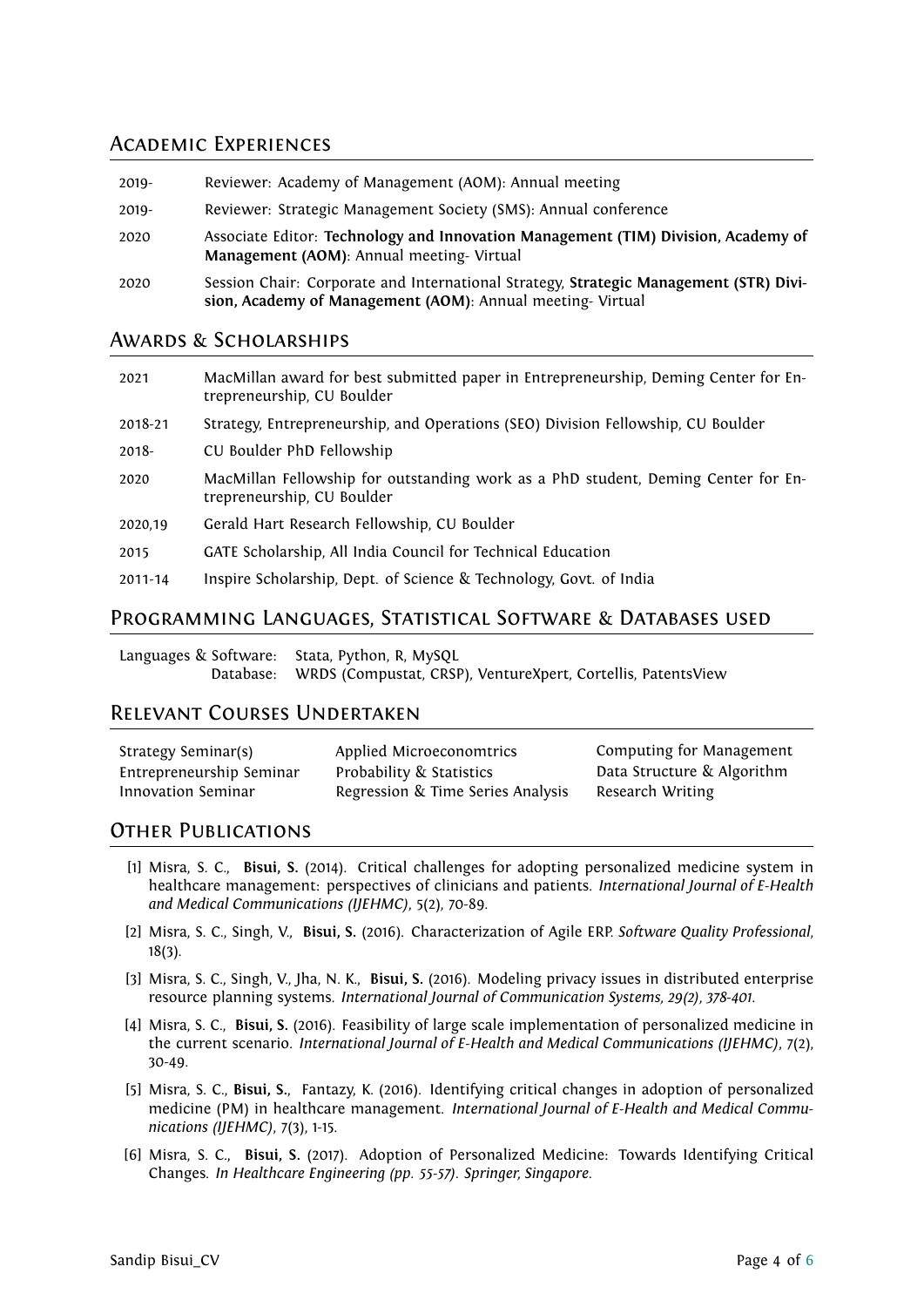## Academic Experiences

| | |
|---|---|
| 2019- | Reviewer: Academy of Management (AOM): Annual meeting |
| 2019- | Reviewer: Strategic Management Society (SMS): Annual conference |
| 2020 | Associate Editor: **Technology and Innovation Management (TIM) Division, Academy of Management (AOM)**: Annual meeting- Virtual |
| 2020 | Session Chair: Corporate and International Strategy, **Strategic Management (STR) Division, Academy of Management (AOM)**: Annual meeting- Virtual |

## Awards & Scholarships

| | |
|---|---|
| 2021 | MacMillan award for best submitted paper in Entrepreneurship, Deming Center for Entrepreneurship, CU Boulder |
| 2018-21 | Strategy, Entrepreneurship, and Operations (SEO) Division Fellowship, CU Boulder |
| 2018- | CU Boulder PhD Fellowship |
| 2020 | MacMillan Fellowship for outstanding work as a PhD student, Deming Center for Entrepreneurship, CU Boulder |
| 2020,19 | Gerald Hart Research Fellowship, CU Boulder |
| 2015 | GATE Scholarship, All India Council for Technical Education |
| 2011-14 | Inspire Scholarship, Dept. of Science & Technology, Govt. of India |

## Programming Languages, Statistical Software & Databases used

Languages & Software: Stata, Python, R, MySQL
Database: WRDS (Compustat, CRSP), VentureXpert, Cortellis, PatentsView

## Relevant Courses Undertaken

| | | |
|---|---|---|
| Strategy Seminar(s) | Applied Microeconomtrics | Computing for Management |
| Entrepreneurship Seminar | Probability & Statistics | Data Structure & Algorithm |
| Innovation Seminar | Regression & Time Series Analysis | Research Writing |

## Other Publications

[1] Misra, S. C., **Bisui, S.** (2014). Critical challenges for adopting personalized medicine system in healthcare management: perspectives of clinicians and patients. *International Journal of E-Health and Medical Communications (IJEHMC)*, 5(2), 70-89.

[2] Misra, S. C., Singh, V., **Bisui, S.** (2016). Characterization of Agile ERP. *Software Quality Professional*, 18(3).

[3] Misra, S. C., Singh, V., Jha, N. K., **Bisui, S.** (2016). Modeling privacy issues in distributed enterprise resource planning systems. *International Journal of Communication Systems, 29(2), 378-401*.

[4] Misra, S. C., **Bisui, S.** (2016). Feasibility of large scale implementation of personalized medicine in the current scenario. *International Journal of E-Health and Medical Communications (IJEHMC)*, 7(2), 30-49.

[5] Misra, S. C., **Bisui, S.**, Fantazy, K. (2016). Identifying critical changes in adoption of personalized medicine (PM) in healthcare management. *International Journal of E-Health and Medical Communications (IJEHMC)*, 7(3), 1-15.

[6] Misra, S. C., **Bisui, S.** (2017). Adoption of Personalized Medicine: Towards Identifying Critical Changes. *In Healthcare Engineering (pp. 55-57). Springer, Singapore*.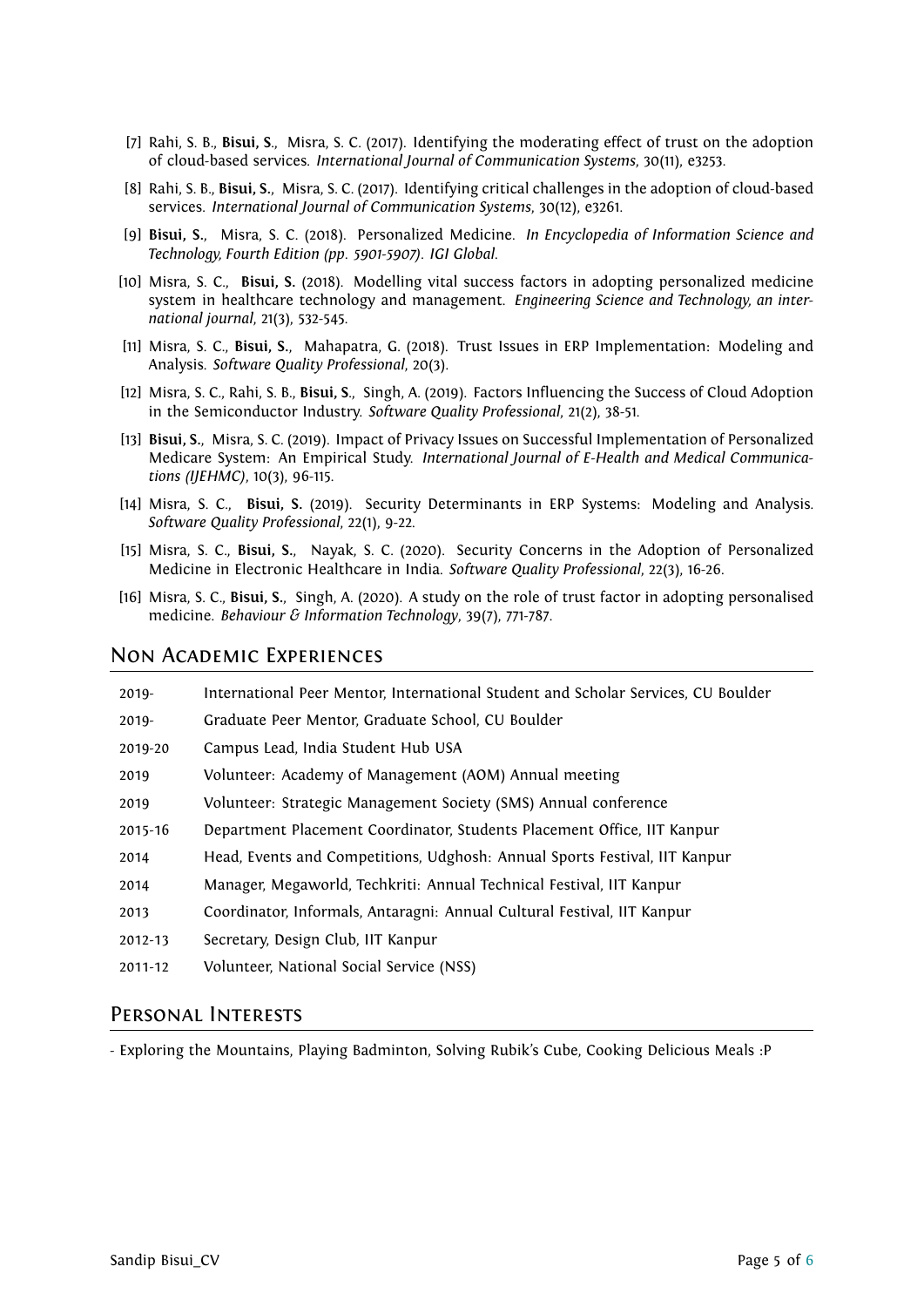[7] Rahi, S. B., **Bisui, S.**, Misra, S. C. (2017). Identifying the moderating effect of trust on the adoption of cloud-based services. *International Journal of Communication Systems*, 30(11), e3253.

[8] Rahi, S. B., **Bisui, S.**, Misra, S. C. (2017). Identifying critical challenges in the adoption of cloud-based services. *International Journal of Communication Systems*, 30(12), e3261.

[9] **Bisui, S.**, Misra, S. C. (2018). Personalized Medicine. *In Encyclopedia of Information Science and Technology, Fourth Edition (pp. 5901-5907). IGI Global.*

[10] Misra, S. C., **Bisui, S.** (2018). Modelling vital success factors in adopting personalized medicine system in healthcare technology and management. *Engineering Science and Technology, an international journal*, 21(3), 532-545.

[11] Misra, S. C., **Bisui, S.**, Mahapatra, G. (2018). Trust Issues in ERP Implementation: Modeling and Analysis. *Software Quality Professional*, 20(3).

[12] Misra, S. C., Rahi, S. B., **Bisui, S.**, Singh, A. (2019). Factors Influencing the Success of Cloud Adoption in the Semiconductor Industry. *Software Quality Professional*, 21(2), 38-51.

[13] **Bisui, S.**, Misra, S. C. (2019). Impact of Privacy Issues on Successful Implementation of Personalized Medicare System: An Empirical Study. *International Journal of E-Health and Medical Communications (IJEHMC)*, 10(3), 96-115.

[14] Misra, S. C., **Bisui, S.** (2019). Security Determinants in ERP Systems: Modeling and Analysis. *Software Quality Professional*, 22(1), 9-22.

[15] Misra, S. C., **Bisui, S.**, Nayak, S. C. (2020). Security Concerns in the Adoption of Personalized Medicine in Electronic Healthcare in India. *Software Quality Professional*, 22(3), 16-26.

[16] Misra, S. C., **Bisui, S.**, Singh, A. (2020). A study on the role of trust factor in adopting personalised medicine. *Behaviour & Information Technology*, 39(7), 771-787.

## Non Academic Experiences

| | |
|---|---|
| 2019- | International Peer Mentor, International Student and Scholar Services, CU Boulder |
| 2019- | Graduate Peer Mentor, Graduate School, CU Boulder |
| 2019-20 | Campus Lead, India Student Hub USA |
| 2019 | Volunteer: Academy of Management (AOM) Annual meeting |
| 2019 | Volunteer: Strategic Management Society (SMS) Annual conference |
| 2015-16 | Department Placement Coordinator, Students Placement Office, IIT Kanpur |
| 2014 | Head, Events and Competitions, Udghosh: Annual Sports Festival, IIT Kanpur |
| 2014 | Manager, Megaworld, Techkriti: Annual Technical Festival, IIT Kanpur |
| 2013 | Coordinator, Informals, Antaragni: Annual Cultural Festival, IIT Kanpur |
| 2012-13 | Secretary, Design Club, IIT Kanpur |
| 2011-12 | Volunteer, National Social Service (NSS) |

## Personal Interests

- Exploring the Mountains, Playing Badminton, Solving Rubik's Cube, Cooking Delicious Meals :P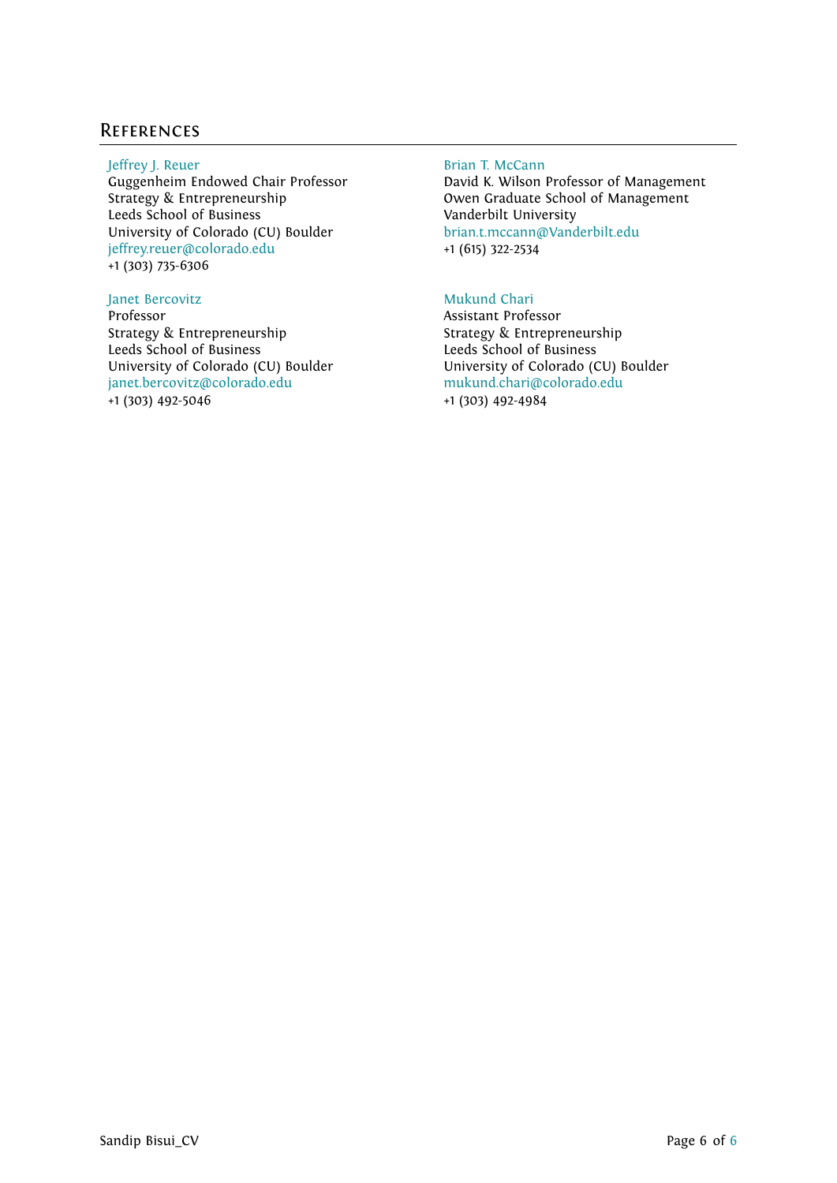## References

Jeffrey J. Reuer
Guggenheim Endowed Chair Professor
Strategy & Entrepreneurship
Leeds School of Business
University of Colorado (CU) Boulder
jeffrey.reuer@colorado.edu
+1 (303) 735-6306

Brian T. McCann
David K. Wilson Professor of Management
Owen Graduate School of Management
Vanderbilt University
brian.t.mccann@Vanderbilt.edu
+1 (615) 322-2534

Janet Bercovitz
Professor
Strategy & Entrepreneurship
Leeds School of Business
University of Colorado (CU) Boulder
janet.bercovitz@colorado.edu
+1 (303) 492-5046

Mukund Chari
Assistant Professor
Strategy & Entrepreneurship
Leeds School of Business
University of Colorado (CU) Boulder
mukund.chari@colorado.edu
+1 (303) 492-4984